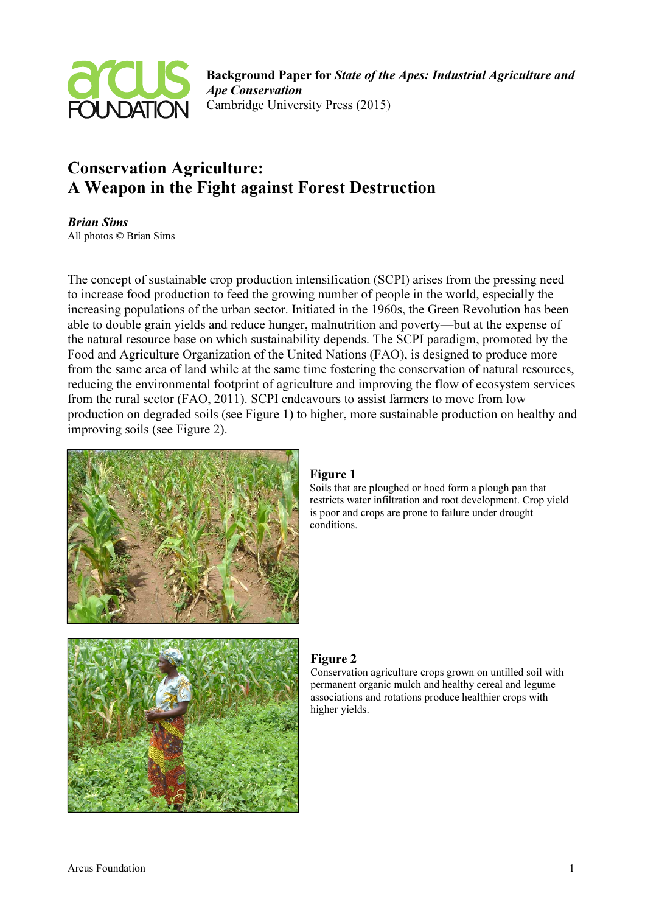**Background Paper for *State of the Apes: Industrial Agriculture and Ape Conservation***
Cambridge University Press (2015)

# Conservation Agriculture: A Weapon in the Fight against Forest Destruction

***Brian Sims***
All photos © Brian Sims

The concept of sustainable crop production intensification (SCPI) arises from the pressing need to increase food production to feed the growing number of people in the world, especially the increasing populations of the urban sector. Initiated in the 1960s, the Green Revolution has been able to double grain yields and reduce hunger, malnutrition and poverty—but at the expense of the natural resource base on which sustainability depends. The SCPI paradigm, promoted by the Food and Agriculture Organization of the United Nations (FAO), is designed to produce more from the same area of land while at the same time fostering the conservation of natural resources, reducing the environmental footprint of agriculture and improving the flow of ecosystem services from the rural sector (FAO, 2011). SCPI endeavours to assist farmers to move from low production on degraded soils (see Figure 1) to higher, more sustainable production on healthy and improving soils (see Figure 2).

**Figure 1**
Soils that are ploughed or hoed form a plough pan that restricts water infiltration and root development. Crop yield is poor and crops are prone to failure under drought conditions.

**Figure 2**
Conservation agriculture crops grown on untilled soil with permanent organic mulch and healthy cereal and legume associations and rotations produce healthier crops with higher yields.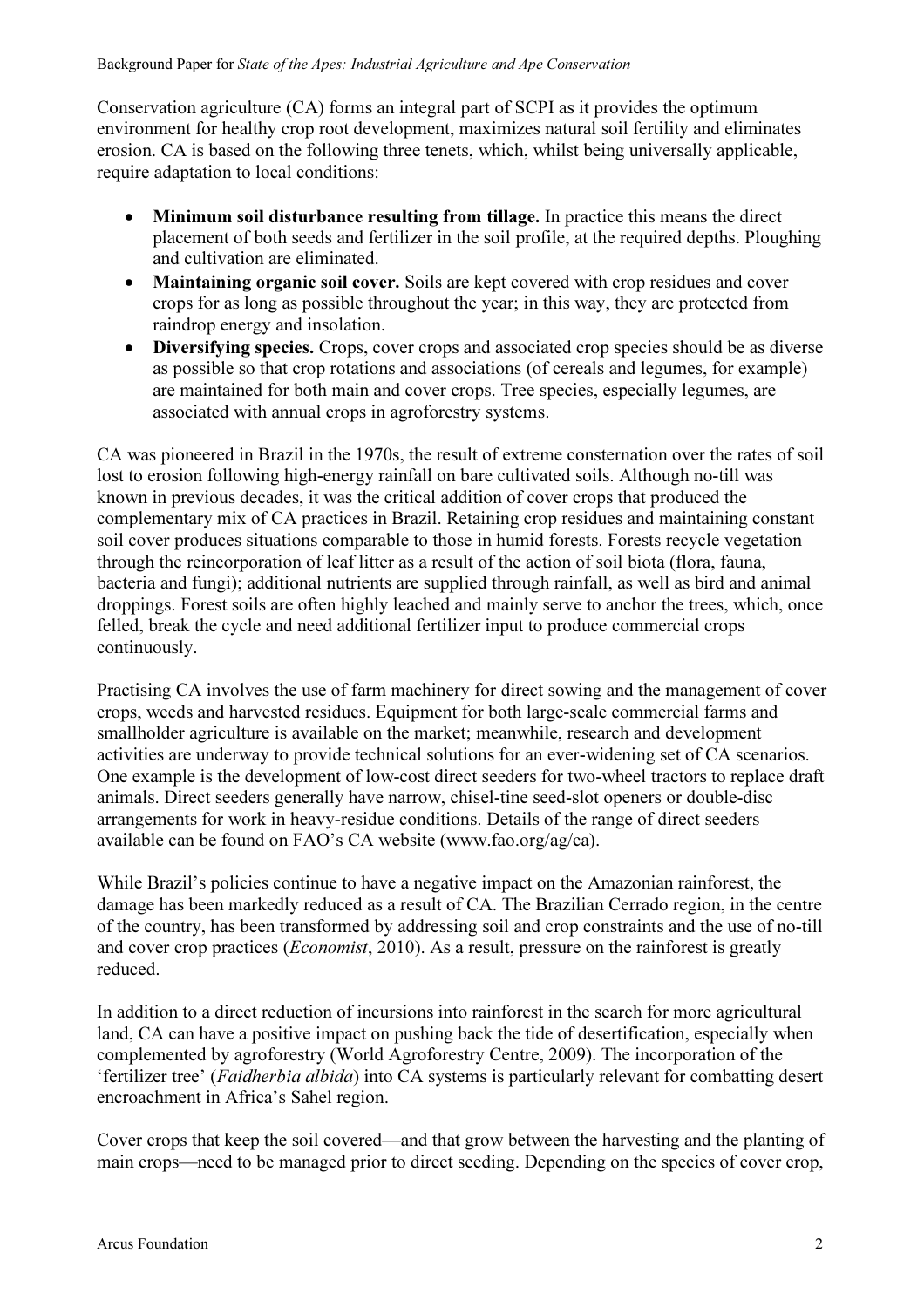Conservation agriculture (CA) forms an integral part of SCPI as it provides the optimum environment for healthy crop root development, maximizes natural soil fertility and eliminates erosion. CA is based on the following three tenets, which, whilst being universally applicable, require adaptation to local conditions:

- **Minimum soil disturbance resulting from tillage.** In practice this means the direct placement of both seeds and fertilizer in the soil profile, at the required depths. Ploughing and cultivation are eliminated.
- **Maintaining organic soil cover.** Soils are kept covered with crop residues and cover crops for as long as possible throughout the year; in this way, they are protected from raindrop energy and insolation.
- **Diversifying species.** Crops, cover crops and associated crop species should be as diverse as possible so that crop rotations and associations (of cereals and legumes, for example) are maintained for both main and cover crops. Tree species, especially legumes, are associated with annual crops in agroforestry systems.

CA was pioneered in Brazil in the 1970s, the result of extreme consternation over the rates of soil lost to erosion following high-energy rainfall on bare cultivated soils. Although no-till was known in previous decades, it was the critical addition of cover crops that produced the complementary mix of CA practices in Brazil. Retaining crop residues and maintaining constant soil cover produces situations comparable to those in humid forests. Forests recycle vegetation through the reincorporation of leaf litter as a result of the action of soil biota (flora, fauna, bacteria and fungi); additional nutrients are supplied through rainfall, as well as bird and animal droppings. Forest soils are often highly leached and mainly serve to anchor the trees, which, once felled, break the cycle and need additional fertilizer input to produce commercial crops continuously.

Practising CA involves the use of farm machinery for direct sowing and the management of cover crops, weeds and harvested residues. Equipment for both large-scale commercial farms and smallholder agriculture is available on the market; meanwhile, research and development activities are underway to provide technical solutions for an ever-widening set of CA scenarios. One example is the development of low-cost direct seeders for two-wheel tractors to replace draft animals. Direct seeders generally have narrow, chisel-tine seed-slot openers or double-disc arrangements for work in heavy-residue conditions. Details of the range of direct seeders available can be found on FAO's CA website (www.fao.org/ag/ca).

While Brazil's policies continue to have a negative impact on the Amazonian rainforest, the damage has been markedly reduced as a result of CA. The Brazilian Cerrado region, in the centre of the country, has been transformed by addressing soil and crop constraints and the use of no-till and cover crop practices (*Economist*, 2010). As a result, pressure on the rainforest is greatly reduced.

In addition to a direct reduction of incursions into rainforest in the search for more agricultural land, CA can have a positive impact on pushing back the tide of desertification, especially when complemented by agroforestry (World Agroforestry Centre, 2009). The incorporation of the 'fertilizer tree' (*Faidherbia albida*) into CA systems is particularly relevant for combatting desert encroachment in Africa's Sahel region.

Cover crops that keep the soil covered—and that grow between the harvesting and the planting of main crops—need to be managed prior to direct seeding. Depending on the species of cover crop,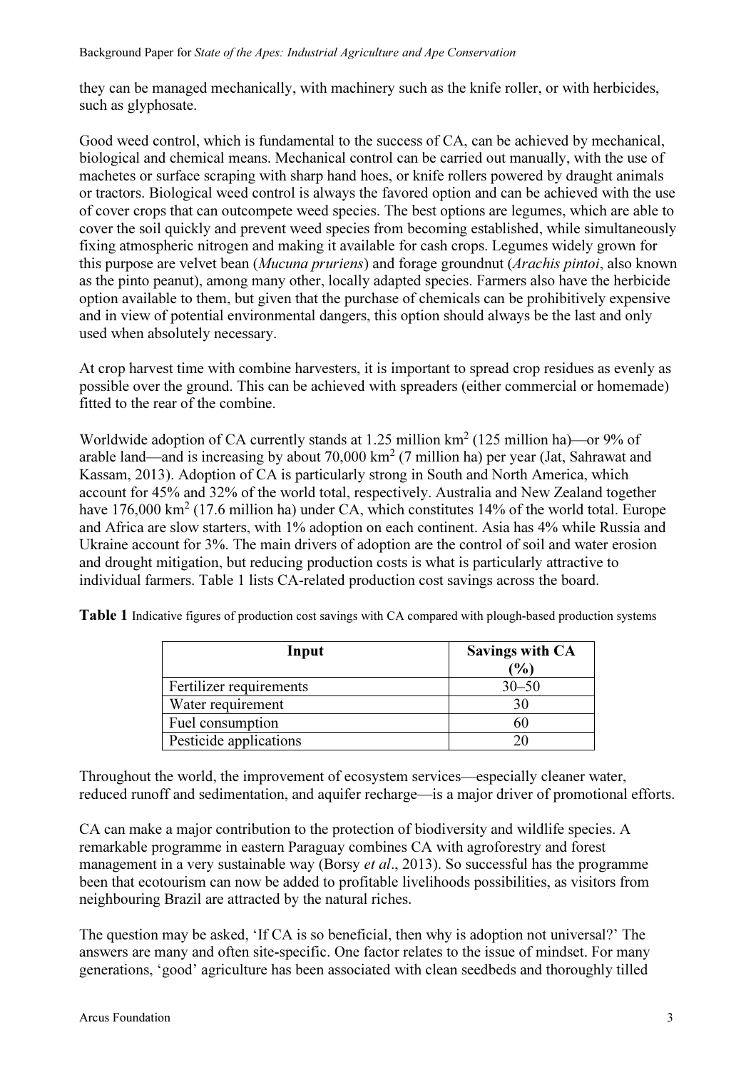they can be managed mechanically, with machinery such as the knife roller, or with herbicides, such as glyphosate.

Good weed control, which is fundamental to the success of CA, can be achieved by mechanical, biological and chemical means. Mechanical control can be carried out manually, with the use of machetes or surface scraping with sharp hand hoes, or knife rollers powered by draught animals or tractors. Biological weed control is always the favored option and can be achieved with the use of cover crops that can outcompete weed species. The best options are legumes, which are able to cover the soil quickly and prevent weed species from becoming established, while simultaneously fixing atmospheric nitrogen and making it available for cash crops. Legumes widely grown for this purpose are velvet bean (*Mucuna pruriens*) and forage groundnut (*Arachis pintoi*, also known as the pinto peanut), among many other, locally adapted species. Farmers also have the herbicide option available to them, but given that the purchase of chemicals can be prohibitively expensive and in view of potential environmental dangers, this option should always be the last and only used when absolutely necessary.

At crop harvest time with combine harvesters, it is important to spread crop residues as evenly as possible over the ground. This can be achieved with spreaders (either commercial or homemade) fitted to the rear of the combine.

Worldwide adoption of CA currently stands at 1.25 million km$^2$ (125 million ha)—or 9% of arable land—and is increasing by about 70,000 km$^2$ (7 million ha) per year (Jat, Sahrawat and Kassam, 2013). Adoption of CA is particularly strong in South and North America, which account for 45% and 32% of the world total, respectively. Australia and New Zealand together have 176,000 km$^2$ (17.6 million ha) under CA, which constitutes 14% of the world total. Europe and Africa are slow starters, with 1% adoption on each continent. Asia has 4% while Russia and Ukraine account for 3%. The main drivers of adoption are the control of soil and water erosion and drought mitigation, but reducing production costs is what is particularly attractive to individual farmers. Table 1 lists CA-related production cost savings across the board.

**Table 1** Indicative figures of production cost savings with CA compared with plough-based production systems

| Input | Savings with CA (%) |
|---|---|
| Fertilizer requirements | 30–50 |
| Water requirement | 30 |
| Fuel consumption | 60 |
| Pesticide applications | 20 |

Throughout the world, the improvement of ecosystem services—especially cleaner water, reduced runoff and sedimentation, and aquifer recharge—is a major driver of promotional efforts.

CA can make a major contribution to the protection of biodiversity and wildlife species. A remarkable programme in eastern Paraguay combines CA with agroforestry and forest management in a very sustainable way (Borsy *et al*., 2013). So successful has the programme been that ecotourism can now be added to profitable livelihoods possibilities, as visitors from neighbouring Brazil are attracted by the natural riches.

The question may be asked, 'If CA is so beneficial, then why is adoption not universal?' The answers are many and often site-specific. One factor relates to the issue of mindset. For many generations, 'good' agriculture has been associated with clean seedbeds and thoroughly tilled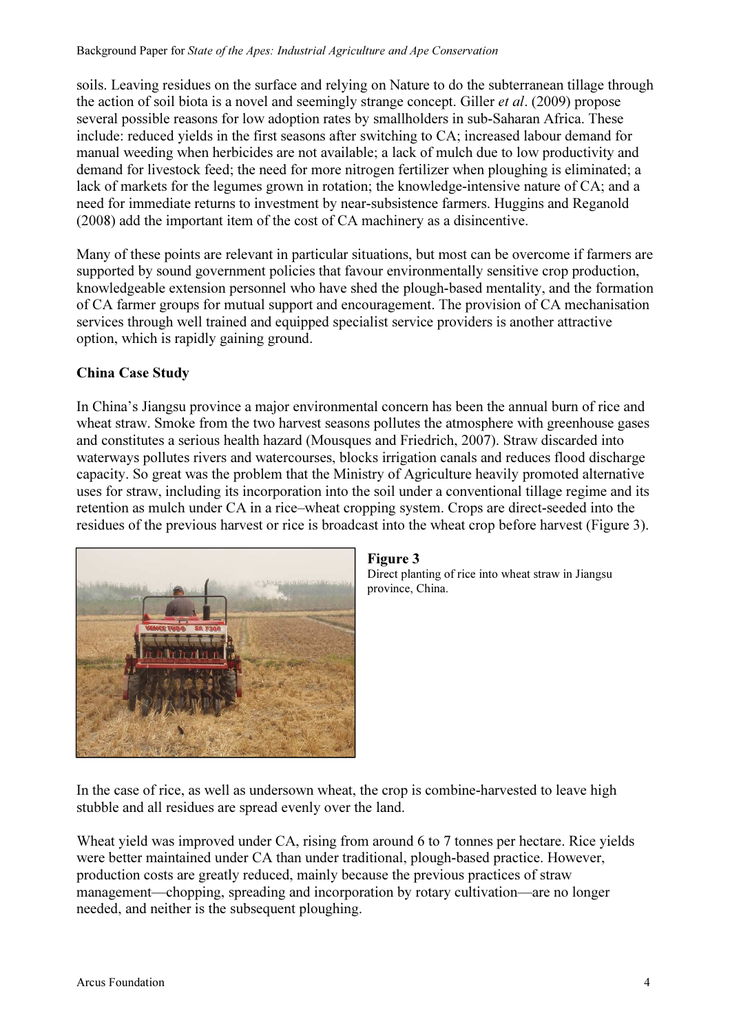soils. Leaving residues on the surface and relying on Nature to do the subterranean tillage through the action of soil biota is a novel and seemingly strange concept. Giller *et al*. (2009) propose several possible reasons for low adoption rates by smallholders in sub-Saharan Africa. These include: reduced yields in the first seasons after switching to CA; increased labour demand for manual weeding when herbicides are not available; a lack of mulch due to low productivity and demand for livestock feed; the need for more nitrogen fertilizer when ploughing is eliminated; a lack of markets for the legumes grown in rotation; the knowledge-intensive nature of CA; and a need for immediate returns to investment by near-subsistence farmers. Huggins and Reganold (2008) add the important item of the cost of CA machinery as a disincentive.

Many of these points are relevant in particular situations, but most can be overcome if farmers are supported by sound government policies that favour environmentally sensitive crop production, knowledgeable extension personnel who have shed the plough-based mentality, and the formation of CA farmer groups for mutual support and encouragement. The provision of CA mechanisation services through well trained and equipped specialist service providers is another attractive option, which is rapidly gaining ground.

**China Case Study**

In China's Jiangsu province a major environmental concern has been the annual burn of rice and wheat straw. Smoke from the two harvest seasons pollutes the atmosphere with greenhouse gases and constitutes a serious health hazard (Mousques and Friedrich, 2007). Straw discarded into waterways pollutes rivers and watercourses, blocks irrigation canals and reduces flood discharge capacity. So great was the problem that the Ministry of Agriculture heavily promoted alternative uses for straw, including its incorporation into the soil under a conventional tillage regime and its retention as mulch under CA in a rice–wheat cropping system. Crops are direct-seeded into the residues of the previous harvest or rice is broadcast into the wheat crop before harvest (Figure 3).

**Figure 3**
Direct planting of rice into wheat straw in Jiangsu province, China.

In the case of rice, as well as undersown wheat, the crop is combine-harvested to leave high stubble and all residues are spread evenly over the land.

Wheat yield was improved under CA, rising from around 6 to 7 tonnes per hectare. Rice yields were better maintained under CA than under traditional, plough-based practice. However, production costs are greatly reduced, mainly because the previous practices of straw management—chopping, spreading and incorporation by rotary cultivation—are no longer needed, and neither is the subsequent ploughing.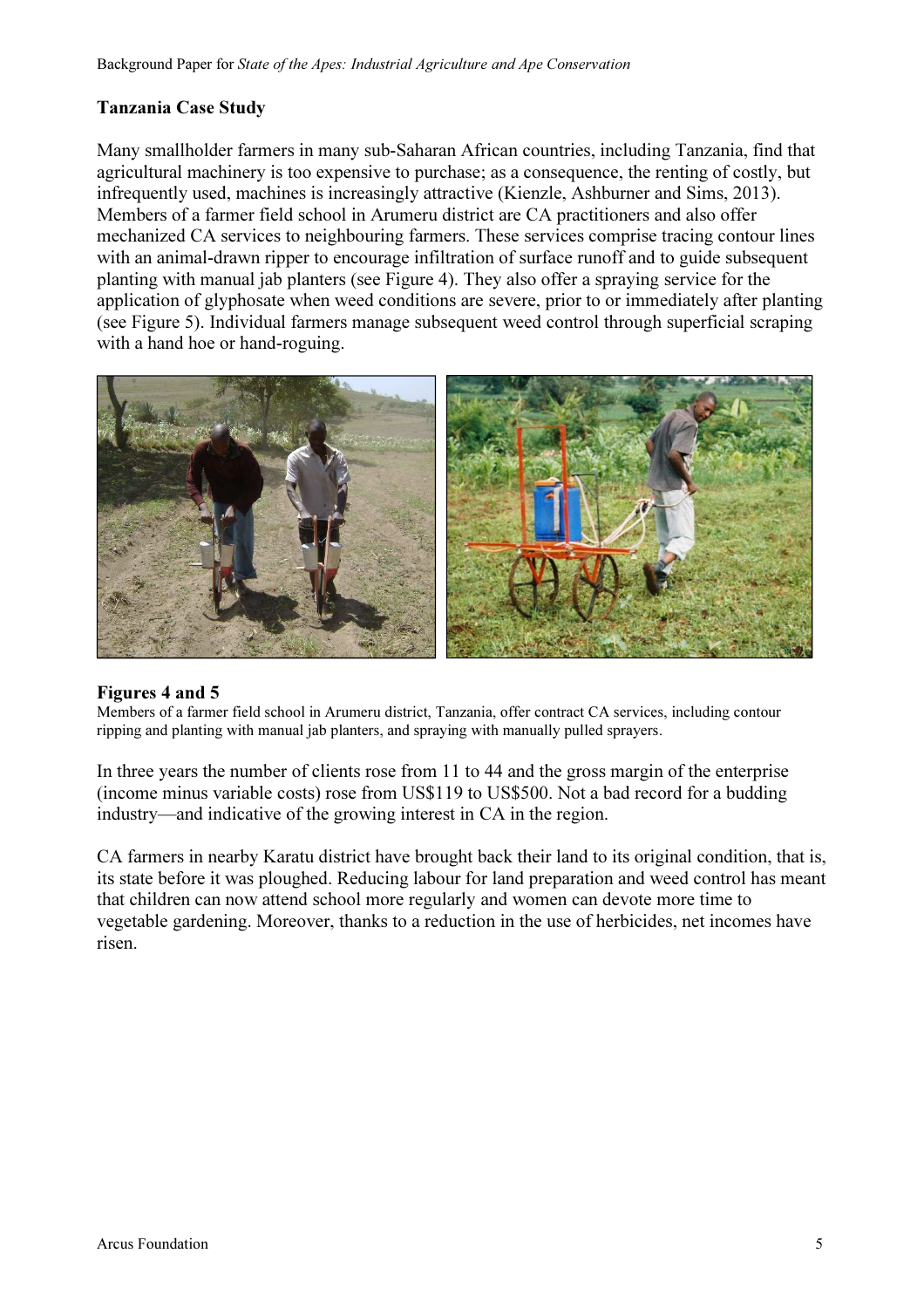## Tanzania Case Study

Many smallholder farmers in many sub-Saharan African countries, including Tanzania, find that agricultural machinery is too expensive to purchase; as a consequence, the renting of costly, but infrequently used, machines is increasingly attractive (Kienzle, Ashburner and Sims, 2013). Members of a farmer field school in Arumeru district are CA practitioners and also offer mechanized CA services to neighbouring farmers. These services comprise tracing contour lines with an animal-drawn ripper to encourage infiltration of surface runoff and to guide subsequent planting with manual jab planters (see Figure 4). They also offer a spraying service for the application of glyphosate when weed conditions are severe, prior to or immediately after planting (see Figure 5). Individual farmers manage subsequent weed control through superficial scraping with a hand hoe or hand-roguing.

**Figures 4 and 5**

Members of a farmer field school in Arumeru district, Tanzania, offer contract CA services, including contour ripping and planting with manual jab planters, and spraying with manually pulled sprayers.

In three years the number of clients rose from 11 to 44 and the gross margin of the enterprise (income minus variable costs) rose from US$119 to US$500. Not a bad record for a budding industry—and indicative of the growing interest in CA in the region.

CA farmers in nearby Karatu district have brought back their land to its original condition, that is, its state before it was ploughed. Reducing labour for land preparation and weed control has meant that children can now attend school more regularly and women can devote more time to vegetable gardening. Moreover, thanks to a reduction in the use of herbicides, net incomes have risen.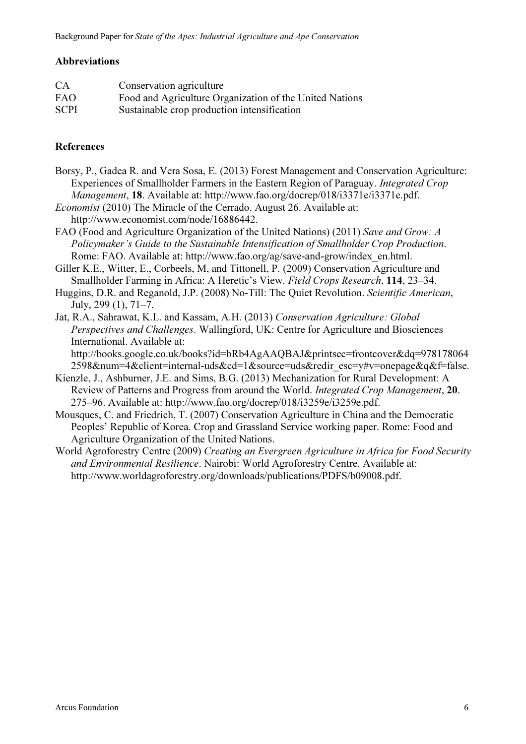## Abbreviations

| | |
|---|---|
| CA | Conservation agriculture |
| FAO | Food and Agriculture Organization of the United Nations |
| SCPI | Sustainable crop production intensification |

## References

Borsy, P., Gadea R. and Vera Sosa, E. (2013) Forest Management and Conservation Agriculture: Experiences of Smallholder Farmers in the Eastern Region of Paraguay. *Integrated Crop Management*, **18**. Available at: http://www.fao.org/docrep/018/i3371e/i3371e.pdf.

*Economist* (2010) The Miracle of the Cerrado. August 26. Available at: http://www.economist.com/node/16886442.

FAO (Food and Agriculture Organization of the United Nations) (2011) *Save and Grow: A Policymaker's Guide to the Sustainable Intensification of Smallholder Crop Production*. Rome: FAO. Available at: http://www.fao.org/ag/save-and-grow/index_en.html.

Giller K.E., Witter, E., Corbeels, M, and Tittonell, P. (2009) Conservation Agriculture and Smallholder Farming in Africa: A Heretic's View. *Field Crops Research*, **114**, 23–34.

Huggins, D.R. and Reganold, J.P. (2008) No-Till: The Quiet Revolution. *Scientific American*, July, 299 (1), 71–7.

Jat, R.A., Sahrawat, K.L. and Kassam, A.H. (2013) *Conservation Agriculture: Global Perspectives and Challenges*. Wallingford, UK: Centre for Agriculture and Biosciences International. Available at: http://books.google.co.uk/books?id=bRb4AgAAQBAJ&printsec=frontcover&dq=9781780642598&num=4&client=internal-uds&cd=1&source=uds&redir_esc=y#v=onepage&q&f=false.

Kienzle, J., Ashburner, J.E. and Sims, B.G. (2013) Mechanization for Rural Development: A Review of Patterns and Progress from around the World. *Integrated Crop Management*, **20**. 275–96. Available at: http://www.fao.org/docrep/018/i3259e/i3259e.pdf.

Mousques, C. and Friedrich, T. (2007) Conservation Agriculture in China and the Democratic Peoples' Republic of Korea. Crop and Grassland Service working paper. Rome: Food and Agriculture Organization of the United Nations.

World Agroforestry Centre (2009) *Creating an Evergreen Agriculture in Africa for Food Security and Environmental Resilience*. Nairobi: World Agroforestry Centre. Available at: http://www.worldagroforestry.org/downloads/publications/PDFS/b09008.pdf.